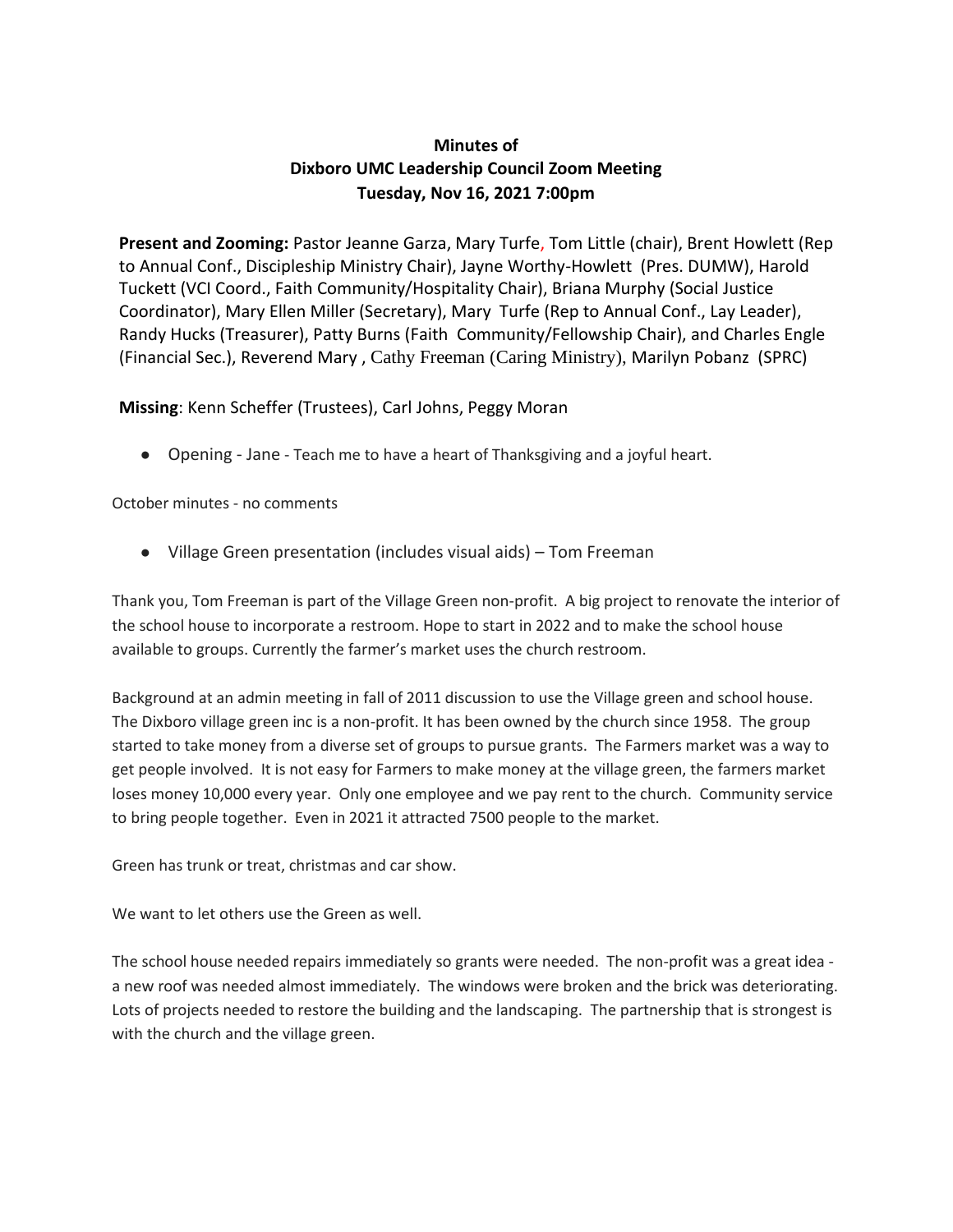**Minutes of**
**Dixboro UMC Leadership Council Zoom Meeting**
**Tuesday, Nov 16, 2021 7:00pm**

**Present and Zooming:** Pastor Jeanne Garza, Mary Turfe, Tom Little (chair), Brent Howlett (Rep to Annual Conf., Discipleship Ministry Chair), Jayne Worthy-Howlett (Pres. DUMW), Harold Tuckett (VCI Coord., Faith Community/Hospitality Chair), Briana Murphy (Social Justice Coordinator), Mary Ellen Miller (Secretary), Mary Turfe (Rep to Annual Conf., Lay Leader), Randy Hucks (Treasurer), Patty Burns (Faith Community/Fellowship Chair), and Charles Engle (Financial Sec.), Reverend Mary , Cathy Freeman (Caring Ministry), Marilyn Pobanz (SPRC)

**Missing**: Kenn Scheffer (Trustees), Carl Johns, Peggy Moran

- Opening - Jane - Teach me to have a heart of Thanksgiving and a joyful heart.

October minutes - no comments

- Village Green presentation (includes visual aids) – Tom Freeman

Thank you, Tom Freeman is part of the Village Green non-profit. A big project to renovate the interior of the school house to incorporate a restroom. Hope to start in 2022 and to make the school house available to groups. Currently the farmer's market uses the church restroom.

Background at an admin meeting in fall of 2011 discussion to use the Village green and school house. The Dixboro village green inc is a non-profit. It has been owned by the church since 1958. The group started to take money from a diverse set of groups to pursue grants. The Farmers market was a way to get people involved. It is not easy for Farmers to make money at the village green, the farmers market loses money 10,000 every year. Only one employee and we pay rent to the church. Community service to bring people together. Even in 2021 it attracted 7500 people to the market.

Green has trunk or treat, christmas and car show.

We want to let others use the Green as well.

The school house needed repairs immediately so grants were needed. The non-profit was a great idea - a new roof was needed almost immediately. The windows were broken and the brick was deteriorating. Lots of projects needed to restore the building and the landscaping. The partnership that is strongest is with the church and the village green.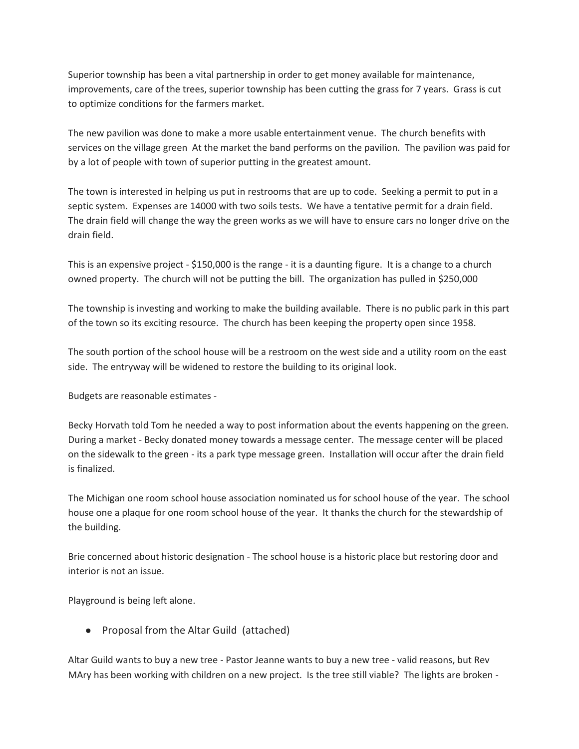Superior township has been a vital partnership in order to get money available for maintenance, improvements, care of the trees, superior township has been cutting the grass for 7 years. Grass is cut to optimize conditions for the farmers market.

The new pavilion was done to make a more usable entertainment venue. The church benefits with services on the village green At the market the band performs on the pavilion. The pavilion was paid for by a lot of people with town of superior putting in the greatest amount.

The town is interested in helping us put in restrooms that are up to code. Seeking a permit to put in a septic system. Expenses are 14000 with two soils tests. We have a tentative permit for a drain field. The drain field will change the way the green works as we will have to ensure cars no longer drive on the drain field.

This is an expensive project - $150,000 is the range - it is a daunting figure. It is a change to a church owned property. The church will not be putting the bill. The organization has pulled in $250,000

The township is investing and working to make the building available. There is no public park in this part of the town so its exciting resource. The church has been keeping the property open since 1958.

The south portion of the school house will be a restroom on the west side and a utility room on the east side. The entryway will be widened to restore the building to its original look.

Budgets are reasonable estimates -

Becky Horvath told Tom he needed a way to post information about the events happening on the green. During a market - Becky donated money towards a message center. The message center will be placed on the sidewalk to the green - its a park type message green. Installation will occur after the drain field is finalized.

The Michigan one room school house association nominated us for school house of the year. The school house one a plaque for one room school house of the year. It thanks the church for the stewardship of the building.

Brie concerned about historic designation - The school house is a historic place but restoring door and interior is not an issue.

Playground is being left alone.

- Proposal from the Altar Guild (attached)

Altar Guild wants to buy a new tree - Pastor Jeanne wants to buy a new tree - valid reasons, but Rev MAry has been working with children on a new project. Is the tree still viable? The lights are broken -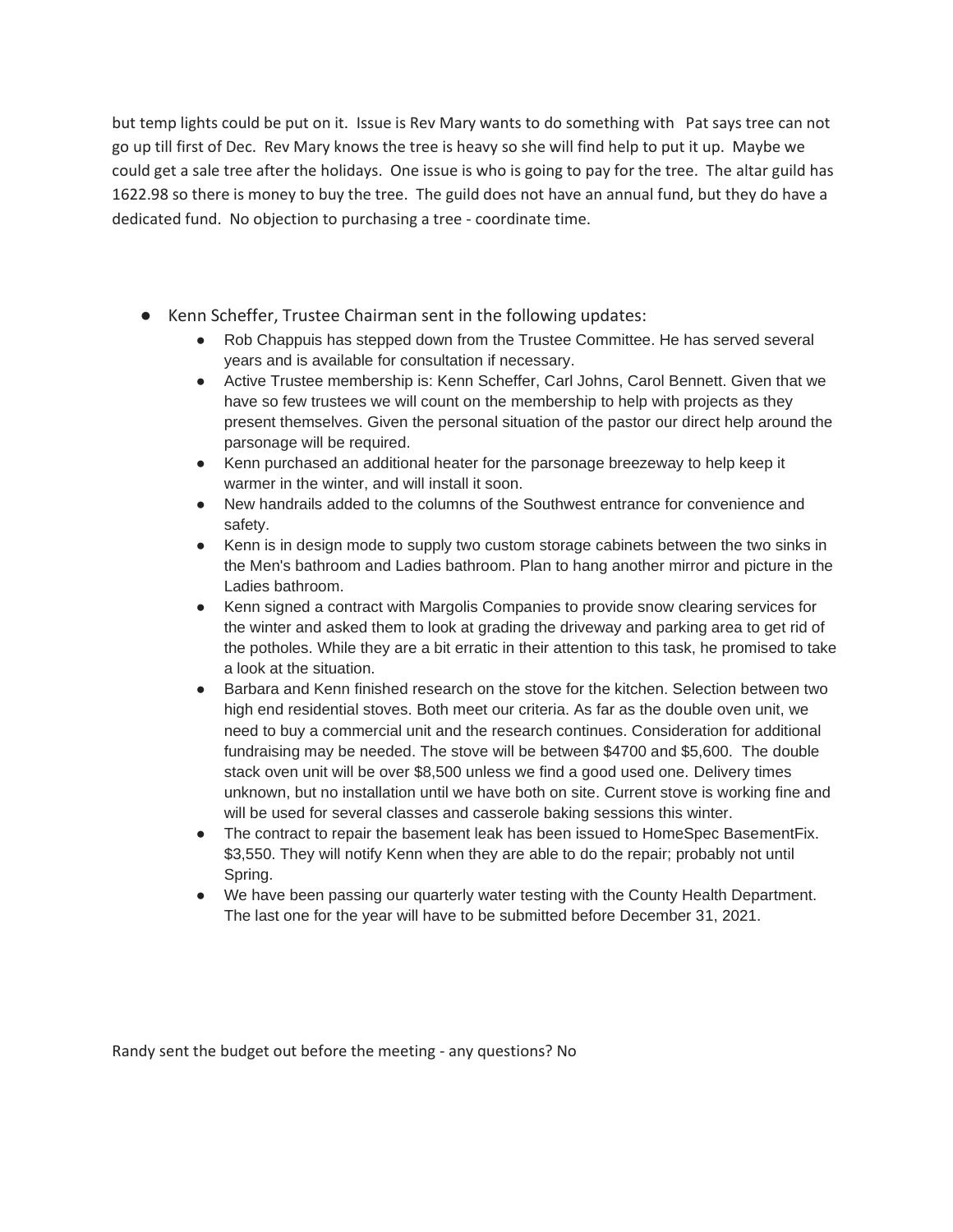but temp lights could be put on it. Issue is Rev Mary wants to do something with Pat says tree can not go up till first of Dec. Rev Mary knows the tree is heavy so she will find help to put it up. Maybe we could get a sale tree after the holidays. One issue is who is going to pay for the tree. The altar guild has 1622.98 so there is money to buy the tree. The guild does not have an annual fund, but they do have a dedicated fund. No objection to purchasing a tree - coordinate time.

- Kenn Scheffer, Trustee Chairman sent in the following updates:
  - Rob Chappuis has stepped down from the Trustee Committee. He has served several years and is available for consultation if necessary.
  - Active Trustee membership is: Kenn Scheffer, Carl Johns, Carol Bennett. Given that we have so few trustees we will count on the membership to help with projects as they present themselves. Given the personal situation of the pastor our direct help around the parsonage will be required.
  - Kenn purchased an additional heater for the parsonage breezeway to help keep it warmer in the winter, and will install it soon.
  - New handrails added to the columns of the Southwest entrance for convenience and safety.
  - Kenn is in design mode to supply two custom storage cabinets between the two sinks in the Men's bathroom and Ladies bathroom. Plan to hang another mirror and picture in the Ladies bathroom.
  - Kenn signed a contract with Margolis Companies to provide snow clearing services for the winter and asked them to look at grading the driveway and parking area to get rid of the potholes. While they are a bit erratic in their attention to this task, he promised to take a look at the situation.
  - Barbara and Kenn finished research on the stove for the kitchen. Selection between two high end residential stoves. Both meet our criteria. As far as the double oven unit, we need to buy a commercial unit and the research continues. Consideration for additional fundraising may be needed. The stove will be between $4700 and $5,600. The double stack oven unit will be over $8,500 unless we find a good used one. Delivery times unknown, but no installation until we have both on site. Current stove is working fine and will be used for several classes and casserole baking sessions this winter.
  - The contract to repair the basement leak has been issued to HomeSpec BasementFix. $3,550. They will notify Kenn when they are able to do the repair; probably not until Spring.
  - We have been passing our quarterly water testing with the County Health Department. The last one for the year will have to be submitted before December 31, 2021.

Randy sent the budget out before the meeting - any questions? No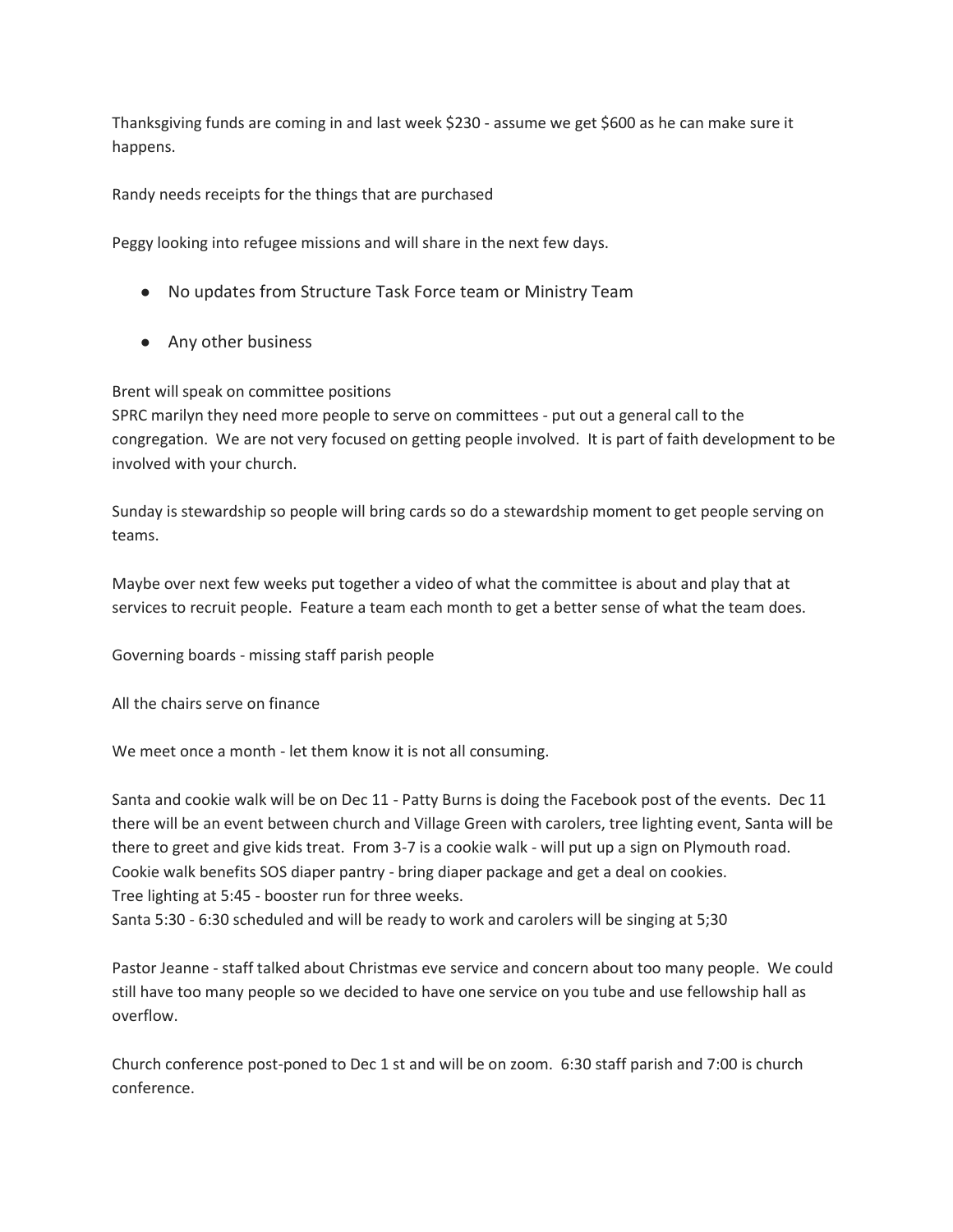Thanksgiving funds are coming in and last week $230 - assume we get $600 as he can make sure it happens.

Randy needs receipts for the things that are purchased

Peggy looking into refugee missions and will share in the next few days.

- No updates from Structure Task Force team or Ministry Team
- Any other business

Brent will speak on committee positions
SPRC marilyn they need more people to serve on committees - put out a general call to the congregation. We are not very focused on getting people involved. It is part of faith development to be involved with your church.

Sunday is stewardship so people will bring cards so do a stewardship moment to get people serving on teams.

Maybe over next few weeks put together a video of what the committee is about and play that at services to recruit people. Feature a team each month to get a better sense of what the team does.

Governing boards - missing staff parish people

All the chairs serve on finance

We meet once a month - let them know it is not all consuming.

Santa and cookie walk will be on Dec 11 - Patty Burns is doing the Facebook post of the events. Dec 11 there will be an event between church and Village Green with carolers, tree lighting event, Santa will be there to greet and give kids treat. From 3-7 is a cookie walk - will put up a sign on Plymouth road.
Cookie walk benefits SOS diaper pantry - bring diaper package and get a deal on cookies.
Tree lighting at 5:45 - booster run for three weeks.
Santa 5:30 - 6:30 scheduled and will be ready to work and carolers will be singing at 5;30

Pastor Jeanne - staff talked about Christmas eve service and concern about too many people. We could still have too many people so we decided to have one service on you tube and use fellowship hall as overflow.

Church conference post-poned to Dec 1 st and will be on zoom. 6:30 staff parish and 7:00 is church conference.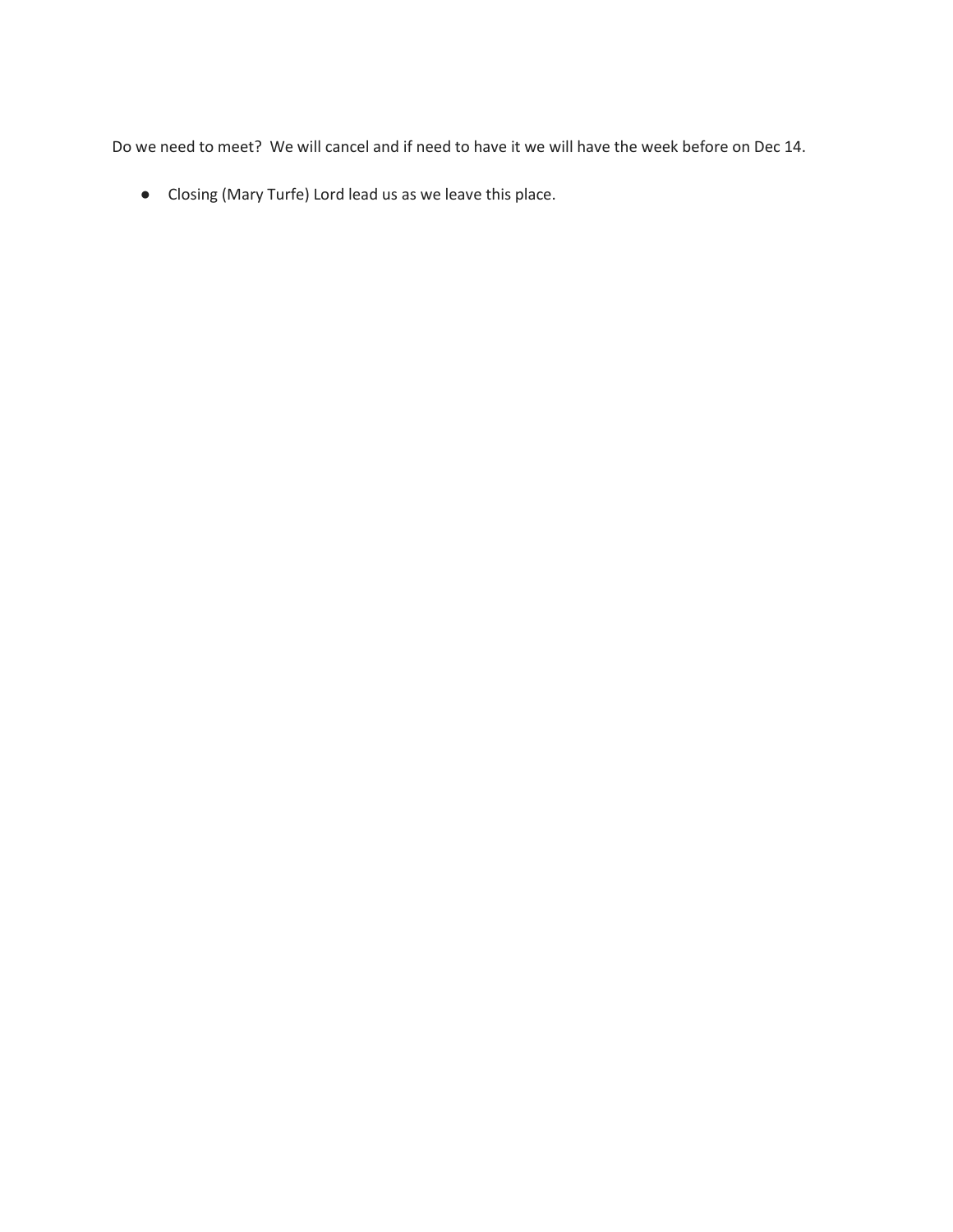Do we need to meet? We will cancel and if need to have it we will have the week before on Dec 14.

- Closing (Mary Turfe) Lord lead us as we leave this place.